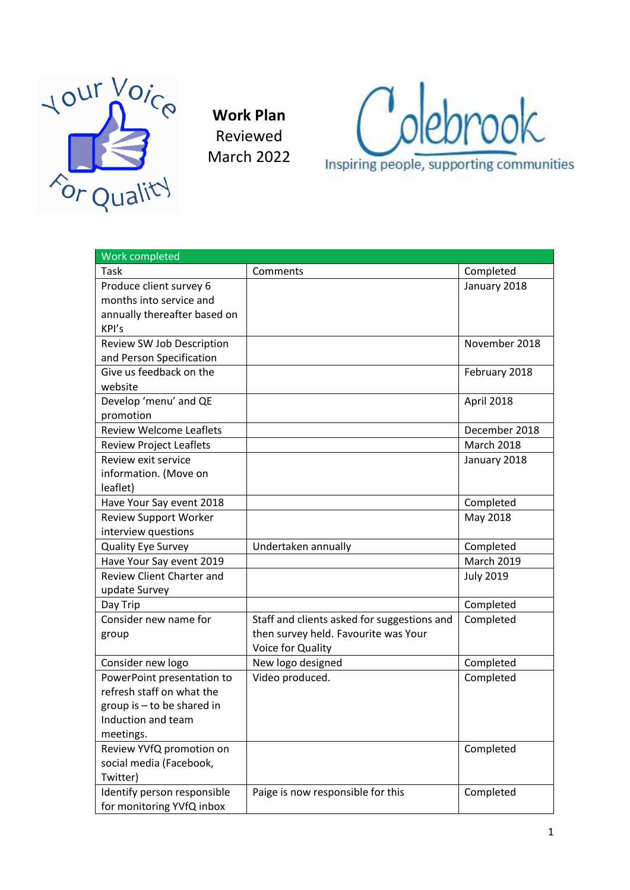# Work Plan
Reviewed
March 2022

| Work completed | | |
|---|---|---|
| Task | Comments | Completed |
| Produce client survey 6 months into service and annually thereafter based on KPI's | | January 2018 |
| Review SW Job Description and Person Specification | | November 2018 |
| Give us feedback on the website | | February 2018 |
| Develop 'menu' and QE promotion | | April 2018 |
| Review Welcome Leaflets | | December 2018 |
| Review Project Leaflets | | March 2018 |
| Review exit service information. (Move on leaflet) | | January 2018 |
| Have Your Say event 2018 | | Completed |
| Review Support Worker interview questions | | May 2018 |
| Quality Eye Survey | Undertaken annually | Completed |
| Have Your Say event 2019 | | March 2019 |
| Review Client Charter and update Survey | | July 2019 |
| Day Trip | | Completed |
| Consider new name for group | Staff and clients asked for suggestions and then survey held. Favourite was Your Voice for Quality | Completed |
| Consider new logo | New logo designed | Completed |
| PowerPoint presentation to refresh staff on what the group is – to be shared in Induction and team meetings. | Video produced. | Completed |
| Review YVfQ promotion on social media (Facebook, Twitter) | | Completed |
| Identify person responsible for monitoring YVfQ inbox | Paige is now responsible for this | Completed |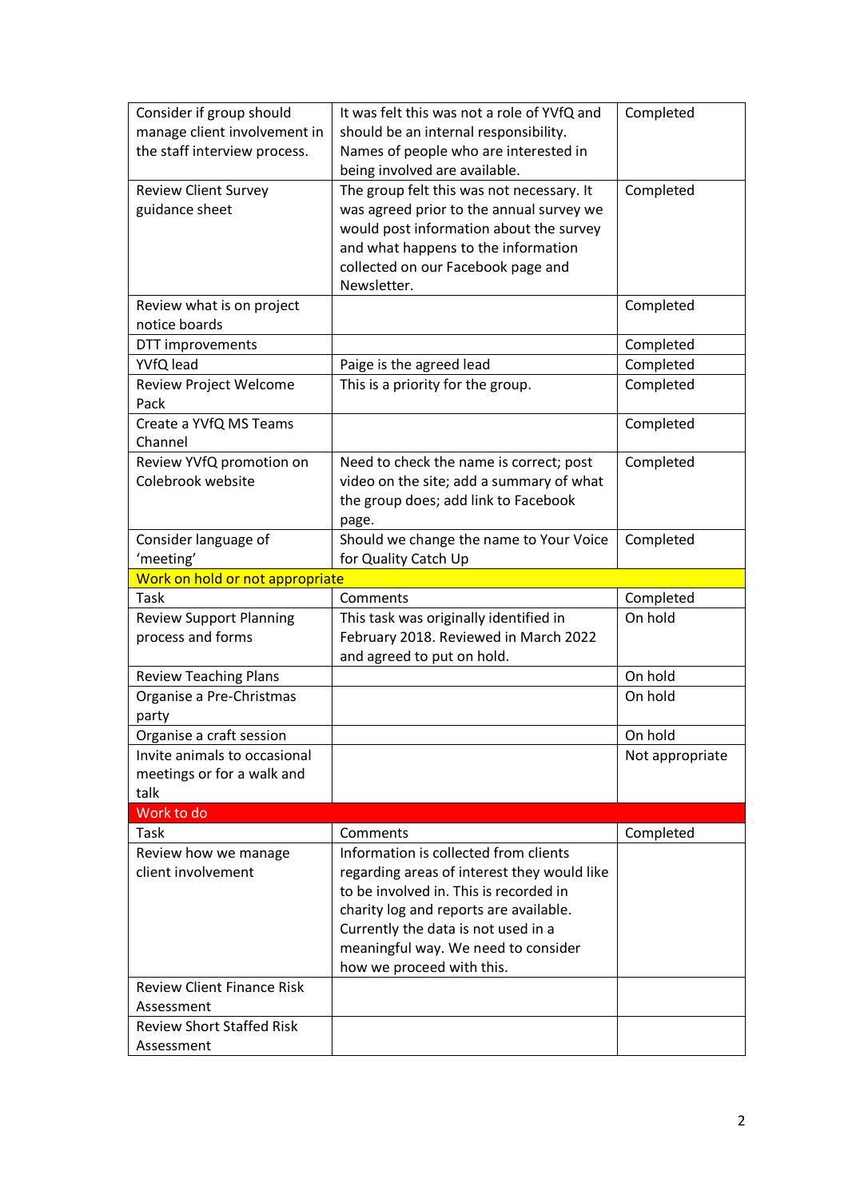| Consider if group should manage client involvement in the staff interview process. | It was felt this was not a role of YVfQ and should be an internal responsibility. Names of people who are interested in being involved are available. | Completed |
|---|---|---|
| Review Client Survey guidance sheet | The group felt this was not necessary. It was agreed prior to the annual survey we would post information about the survey and what happens to the information collected on our Facebook page and Newsletter. | Completed |
| Review what is on project notice boards | | Completed |
| DTT improvements | | Completed |
| YVfQ lead | Paige is the agreed lead | Completed |
| Review Project Welcome Pack | This is a priority for the group. | Completed |
| Create a YVfQ MS Teams Channel | | Completed |
| Review YVfQ promotion on Colebrook website | Need to check the name is correct; post video on the site; add a summary of what the group does; add link to Facebook page. | Completed |
| Consider language of 'meeting' | Should we change the name to Your Voice for Quality Catch Up | Completed |
| **Work on hold or not appropriate** | | |
| Task | Comments | Completed |
| Review Support Planning process and forms | This task was originally identified in February 2018. Reviewed in March 2022 and agreed to put on hold. | On hold |
| Review Teaching Plans | | On hold |
| Organise a Pre-Christmas party | | On hold |
| Organise a craft session | | On hold |
| Invite animals to occasional meetings or for a walk and talk | | Not appropriate |
| **Work to do** | | |
| Task | Comments | Completed |
| Review how we manage client involvement | Information is collected from clients regarding areas of interest they would like to be involved in. This is recorded in charity log and reports are available. Currently the data is not used in a meaningful way. We need to consider how we proceed with this. | |
| Review Client Finance Risk Assessment | | |
| Review Short Staffed Risk Assessment | | |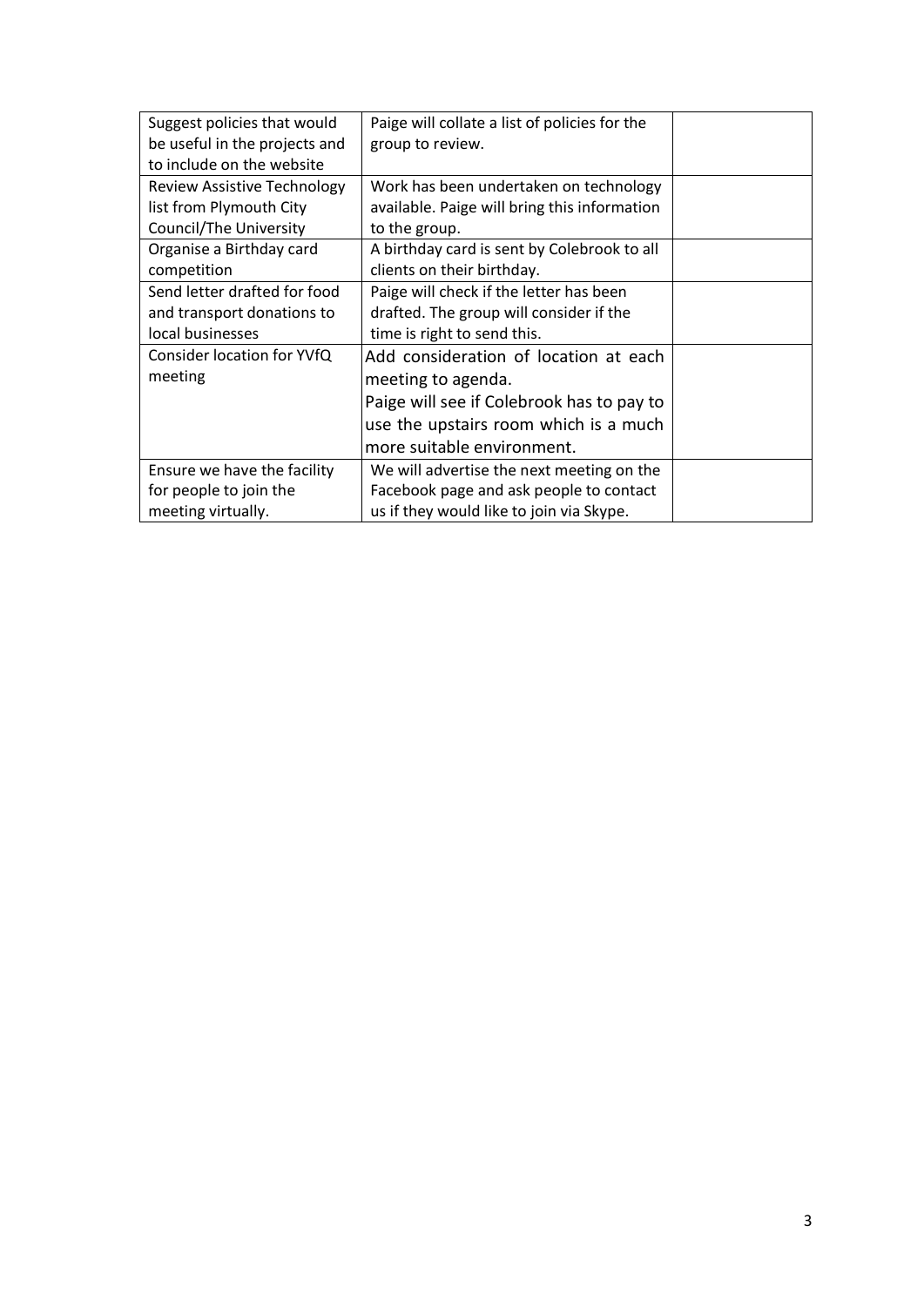| | | |
|---|---|---|
| Suggest policies that would be useful in the projects and to include on the website | Paige will collate a list of policies for the group to review. | |
| Review Assistive Technology list from Plymouth City Council/The University | Work has been undertaken on technology available. Paige will bring this information to the group. | |
| Organise a Birthday card competition | A birthday card is sent by Colebrook to all clients on their birthday. | |
| Send letter drafted for food and transport donations to local businesses | Paige will check if the letter has been drafted. The group will consider if the time is right to send this. | |
| Consider location for YVfQ meeting | Add consideration of location at each meeting to agenda.<br>Paige will see if Colebrook has to pay to use the upstairs room which is a much more suitable environment. | |
| Ensure we have the facility for people to join the meeting virtually. | We will advertise the next meeting on the Facebook page and ask people to contact us if they would like to join via Skype. | |